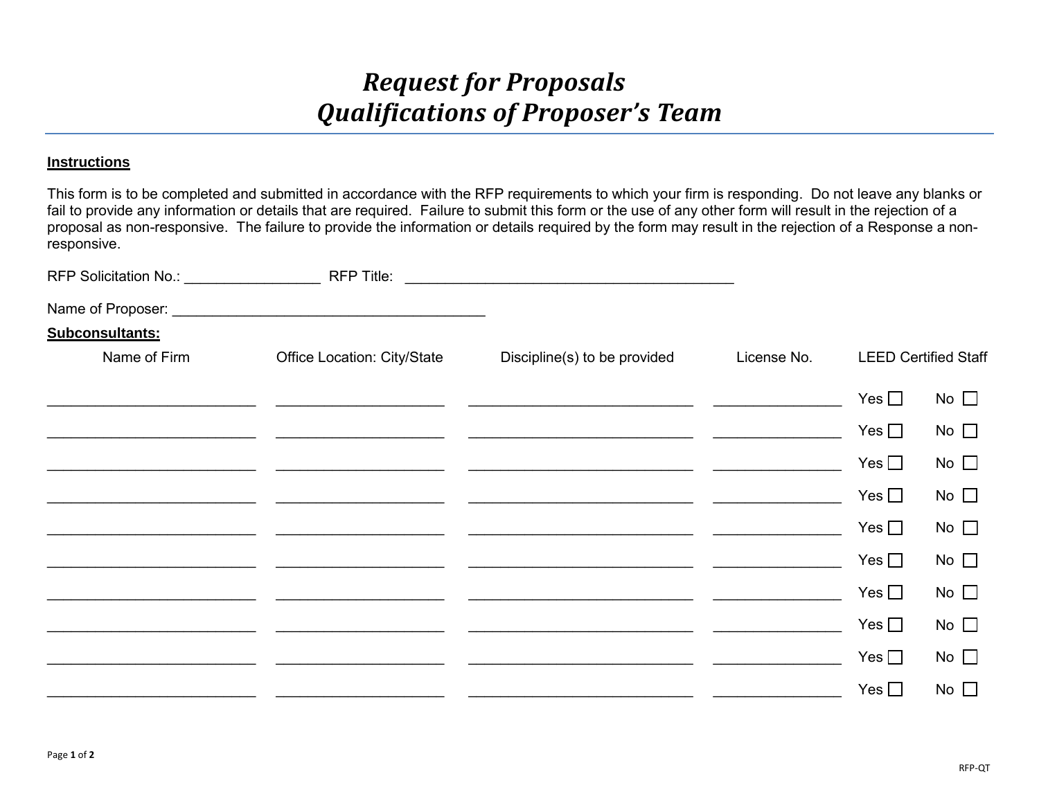# *Request for Proposals*
# *Qualifications of Proposer's Team*

**Instructions**

This form is to be completed and submitted in accordance with the RFP requirements to which your firm is responding. Do not leave any blanks or fail to provide any information or details that are required. Failure to submit this form or the use of any other form will result in the rejection of a proposal as non-responsive. The failure to provide the information or details required by the form may result in the rejection of a Response a non-responsive.

RFP Solicitation No.: _________________ RFP Title: __________________________________________

Name of Proposer: ________________________________________

**Subconsultants:**

| Name of Firm | Office Location: City/State | Discipline(s) to be provided | License No. | LEED Certified Staff |
|---|---|---|---|---|
| __________________________ | _____________________ | ____________________________ | ________________ | Yes ☐ No ☐ |
| __________________________ | _____________________ | ____________________________ | ________________ | Yes ☐ No ☐ |
| __________________________ | _____________________ | ____________________________ | ________________ | Yes ☐ No ☐ |
| __________________________ | _____________________ | ____________________________ | ________________ | Yes ☐ No ☐ |
| __________________________ | _____________________ | ____________________________ | ________________ | Yes ☐ No ☐ |
| __________________________ | _____________________ | ____________________________ | ________________ | Yes ☐ No ☐ |
| __________________________ | _____________________ | ____________________________ | ________________ | Yes ☐ No ☐ |
| __________________________ | _____________________ | ____________________________ | ________________ | Yes ☐ No ☐ |
| __________________________ | _____________________ | ____________________________ | ________________ | Yes ☐ No ☐ |
| __________________________ | _____________________ | ____________________________ | ________________ | Yes ☐ No ☐ |

RFP-QT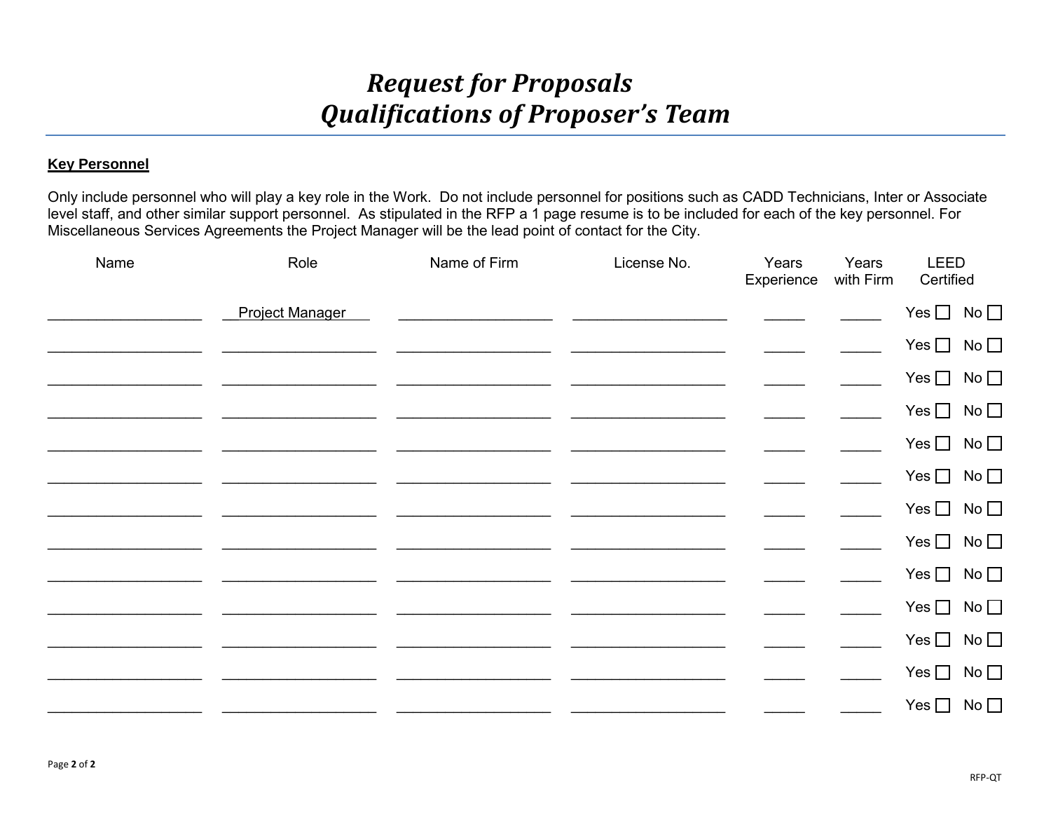# *Request for Proposals*
# *Qualifications of Proposer's Team*

**Key Personnel**

Only include personnel who will play a key role in the Work. Do not include personnel for positions such as CADD Technicians, Inter or Associate level staff, and other similar support personnel. As stipulated in the RFP a 1 page resume is to be included for each of the key personnel. For Miscellaneous Services Agreements the Project Manager will be the lead point of contact for the City.

| Name | Role | Name of Firm | License No. | Years Experience | Years with Firm | LEED Certified |
|---|---|---|---|---|---|---|
| | Project Manager | | | | | Yes ☐ No ☐ |
| | | | | | | Yes ☐ No ☐ |
| | | | | | | Yes ☐ No ☐ |
| | | | | | | Yes ☐ No ☐ |
| | | | | | | Yes ☐ No ☐ |
| | | | | | | Yes ☐ No ☐ |
| | | | | | | Yes ☐ No ☐ |
| | | | | | | Yes ☐ No ☐ |
| | | | | | | Yes ☐ No ☐ |
| | | | | | | Yes ☐ No ☐ |
| | | | | | | Yes ☐ No ☐ |
| | | | | | | Yes ☐ No ☐ |
| | | | | | | Yes ☐ No ☐ |

RFP-QT